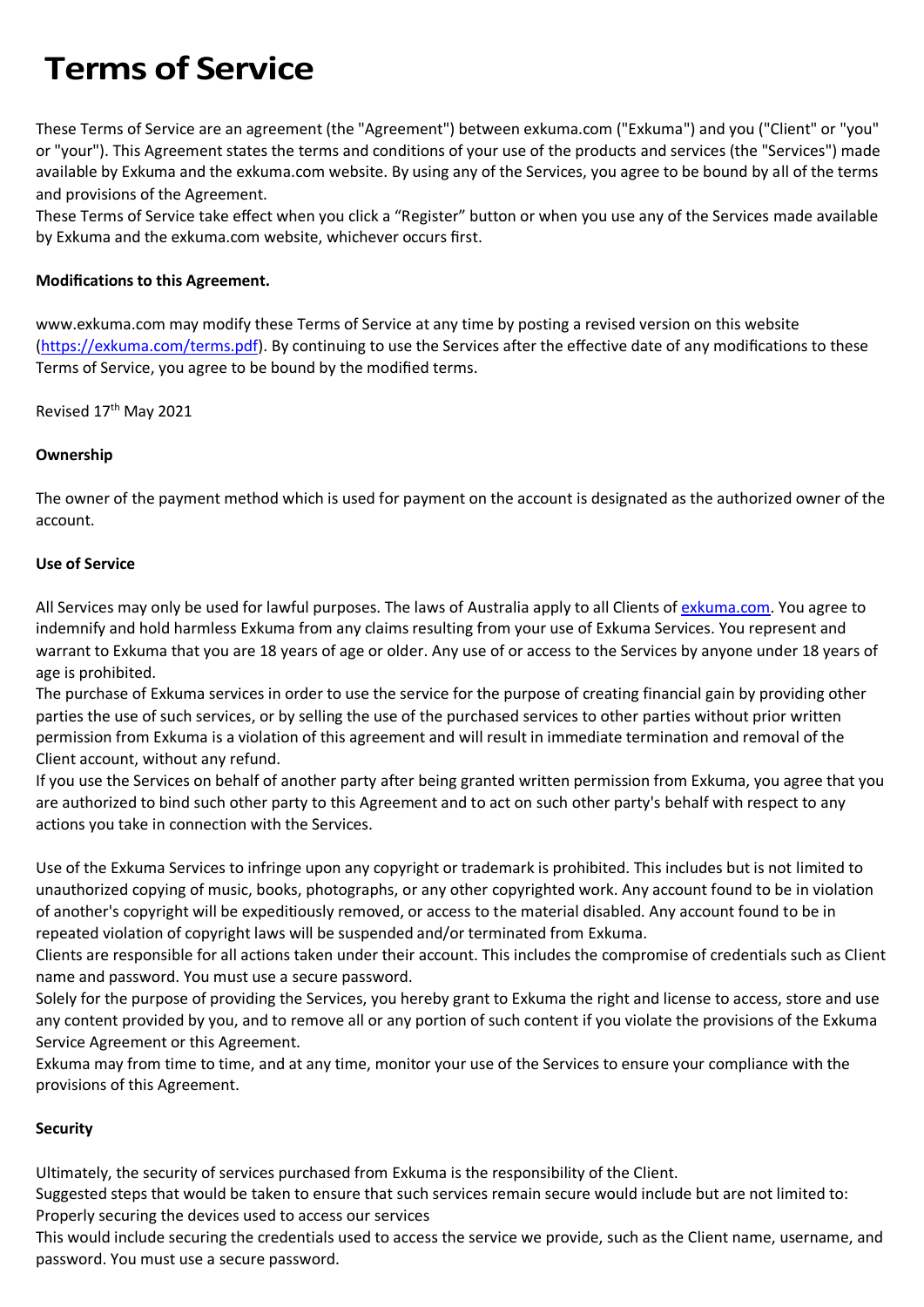# Terms of Service

These Terms of Service are an agreement (the "Agreement") between exkuma.com ("Exkuma") and you ("Client" or "you" or "your"). This Agreement states the terms and conditions of your use of the products and services (the "Services") made available by Exkuma and the exkuma.com website. By using any of the Services, you agree to be bound by all of the terms and provisions of the Agreement.

These Terms of Service take effect when you click a “Register” button or when you use any of the Services made available by Exkuma and the exkuma.com website, whichever occurs first.

**Modifications to this Agreement.**

www.exkuma.com may modify these Terms of Service at any time by posting a revised version on this website ([https://exkuma.com/terms.pdf](https://exkuma.com/terms.pdf)). By continuing to use the Services after the effective date of any modifications to these Terms of Service, you agree to be bound by the modified terms.

Revised 17th May 2021

**Ownership**

The owner of the payment method which is used for payment on the account is designated as the authorized owner of the account.

**Use of Service**

All Services may only be used for lawful purposes. The laws of Australia apply to all Clients of [exkuma.com](exkuma.com). You agree to indemnify and hold harmless Exkuma from any claims resulting from your use of Exkuma Services. You represent and warrant to Exkuma that you are 18 years of age or older. Any use of or access to the Services by anyone under 18 years of age is prohibited.

The purchase of Exkuma services in order to use the service for the purpose of creating financial gain by providing other parties the use of such services, or by selling the use of the purchased services to other parties without prior written permission from Exkuma is a violation of this agreement and will result in immediate termination and removal of the Client account, without any refund.

If you use the Services on behalf of another party after being granted written permission from Exkuma, you agree that you are authorized to bind such other party to this Agreement and to act on such other party's behalf with respect to any actions you take in connection with the Services.

Use of the Exkuma Services to infringe upon any copyright or trademark is prohibited. This includes but is not limited to unauthorized copying of music, books, photographs, or any other copyrighted work. Any account found to be in violation of another's copyright will be expeditiously removed, or access to the material disabled. Any account found to be in repeated violation of copyright laws will be suspended and/or terminated from Exkuma.

Clients are responsible for all actions taken under their account. This includes the compromise of credentials such as Client name and password. You must use a secure password.

Solely for the purpose of providing the Services, you hereby grant to Exkuma the right and license to access, store and use any content provided by you, and to remove all or any portion of such content if you violate the provisions of the Exkuma Service Agreement or this Agreement.

Exkuma may from time to time, and at any time, monitor your use of the Services to ensure your compliance with the provisions of this Agreement.

**Security**

Ultimately, the security of services purchased from Exkuma is the responsibility of the Client.

Suggested steps that would be taken to ensure that such services remain secure would include but are not limited to:

Properly securing the devices used to access our services

This would include securing the credentials used to access the service we provide, such as the Client name, username, and password. You must use a secure password.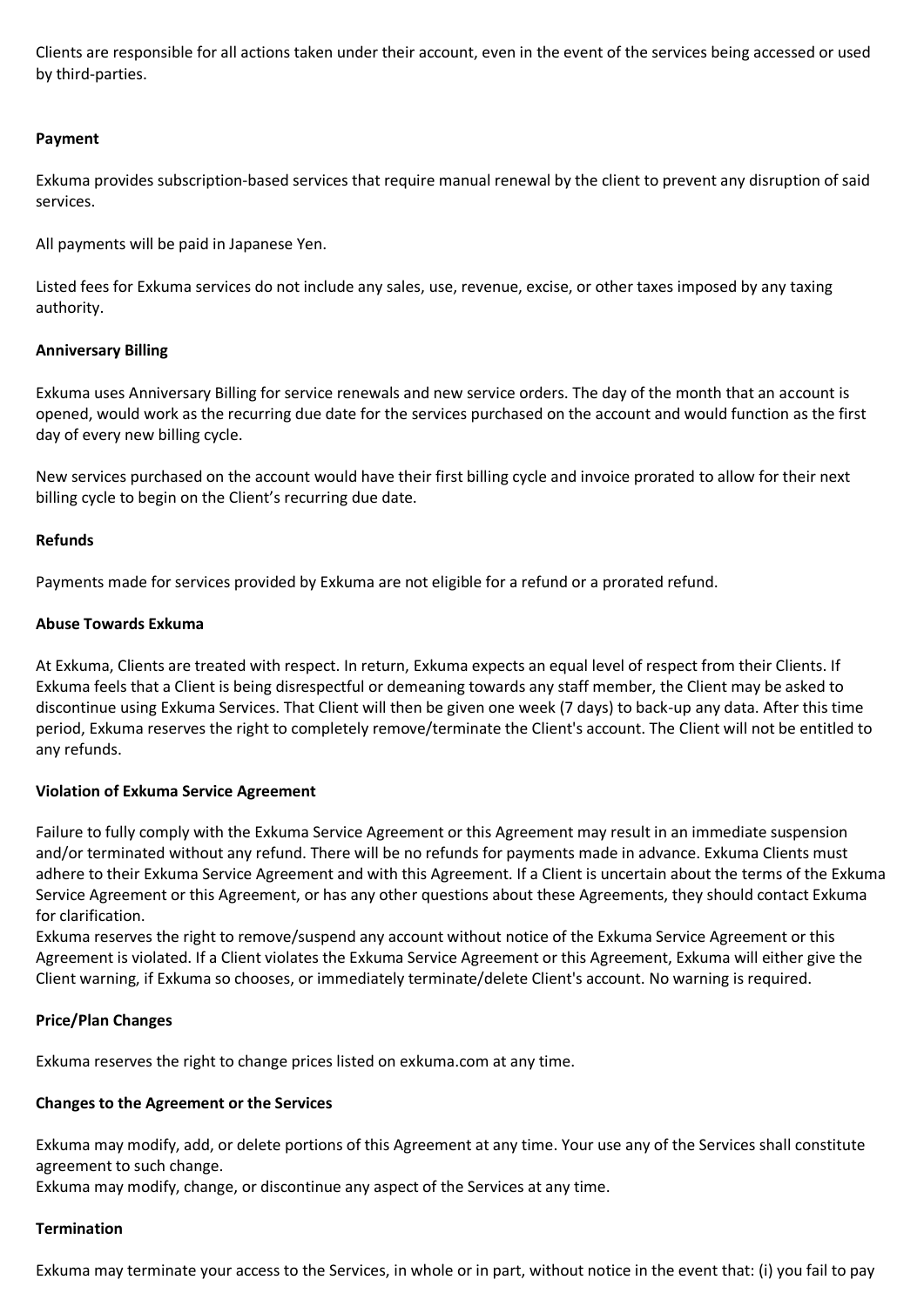Clients are responsible for all actions taken under their account, even in the event of the services being accessed or used by third-parties.

**Payment**

Exkuma provides subscription-based services that require manual renewal by the client to prevent any disruption of said services.

All payments will be paid in Japanese Yen.

Listed fees for Exkuma services do not include any sales, use, revenue, excise, or other taxes imposed by any taxing authority.

**Anniversary Billing**

Exkuma uses Anniversary Billing for service renewals and new service orders. The day of the month that an account is opened, would work as the recurring due date for the services purchased on the account and would function as the first day of every new billing cycle.

New services purchased on the account would have their first billing cycle and invoice prorated to allow for their next billing cycle to begin on the Client's recurring due date.

**Refunds**

Payments made for services provided by Exkuma are not eligible for a refund or a prorated refund.

**Abuse Towards Exkuma**

At Exkuma, Clients are treated with respect. In return, Exkuma expects an equal level of respect from their Clients. If Exkuma feels that a Client is being disrespectful or demeaning towards any staff member, the Client may be asked to discontinue using Exkuma Services. That Client will then be given one week (7 days) to back-up any data. After this time period, Exkuma reserves the right to completely remove/terminate the Client's account. The Client will not be entitled to any refunds.

**Violation of Exkuma Service Agreement**

Failure to fully comply with the Exkuma Service Agreement or this Agreement may result in an immediate suspension and/or terminated without any refund. There will be no refunds for payments made in advance. Exkuma Clients must adhere to their Exkuma Service Agreement and with this Agreement. If a Client is uncertain about the terms of the Exkuma Service Agreement or this Agreement, or has any other questions about these Agreements, they should contact Exkuma for clarification.
Exkuma reserves the right to remove/suspend any account without notice of the Exkuma Service Agreement or this Agreement is violated. If a Client violates the Exkuma Service Agreement or this Agreement, Exkuma will either give the Client warning, if Exkuma so chooses, or immediately terminate/delete Client's account. No warning is required.

**Price/Plan Changes**

Exkuma reserves the right to change prices listed on exkuma.com at any time.

**Changes to the Agreement or the Services**

Exkuma may modify, add, or delete portions of this Agreement at any time. Your use any of the Services shall constitute agreement to such change.
Exkuma may modify, change, or discontinue any aspect of the Services at any time.

**Termination**

Exkuma may terminate your access to the Services, in whole or in part, without notice in the event that: (i) you fail to pay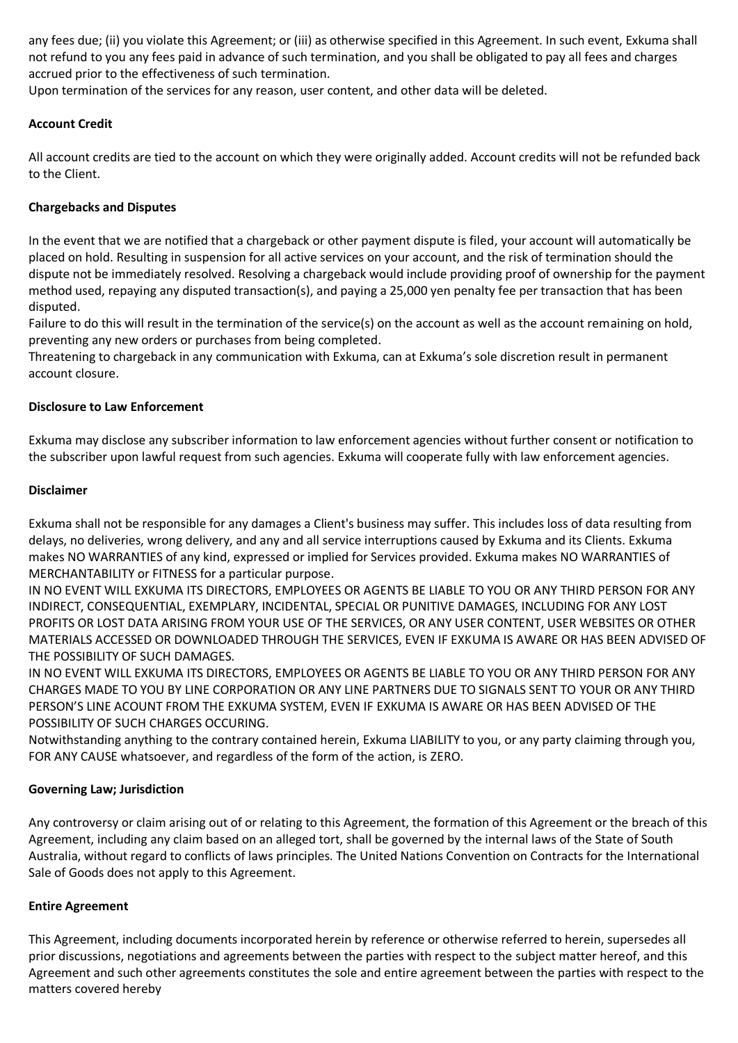any fees due; (ii) you violate this Agreement; or (iii) as otherwise specified in this Agreement. In such event, Exkuma shall not refund to you any fees paid in advance of such termination, and you shall be obligated to pay all fees and charges accrued prior to the effectiveness of such termination.

Upon termination of the services for any reason, user content, and other data will be deleted.

**Account Credit**

All account credits are tied to the account on which they were originally added. Account credits will not be refunded back to the Client.

**Chargebacks and Disputes**

In the event that we are notified that a chargeback or other payment dispute is filed, your account will automatically be placed on hold. Resulting in suspension for all active services on your account, and the risk of termination should the dispute not be immediately resolved. Resolving a chargeback would include providing proof of ownership for the payment method used, repaying any disputed transaction(s), and paying a 25,000 yen penalty fee per transaction that has been disputed.

Failure to do this will result in the termination of the service(s) on the account as well as the account remaining on hold, preventing any new orders or purchases from being completed.

Threatening to chargeback in any communication with Exkuma, can at Exkuma's sole discretion result in permanent account closure.

**Disclosure to Law Enforcement**

Exkuma may disclose any subscriber information to law enforcement agencies without further consent or notification to the subscriber upon lawful request from such agencies. Exkuma will cooperate fully with law enforcement agencies.

**Disclaimer**

Exkuma shall not be responsible for any damages a Client's business may suffer. This includes loss of data resulting from delays, no deliveries, wrong delivery, and any and all service interruptions caused by Exkuma and its Clients. Exkuma makes NO WARRANTIES of any kind, expressed or implied for Services provided. Exkuma makes NO WARRANTIES of MERCHANTABILITY or FITNESS for a particular purpose.

IN NO EVENT WILL EXKUMA ITS DIRECTORS, EMPLOYEES OR AGENTS BE LIABLE TO YOU OR ANY THIRD PERSON FOR ANY INDIRECT, CONSEQUENTIAL, EXEMPLARY, INCIDENTAL, SPECIAL OR PUNITIVE DAMAGES, INCLUDING FOR ANY LOST PROFITS OR LOST DATA ARISING FROM YOUR USE OF THE SERVICES, OR ANY USER CONTENT, USER WEBSITES OR OTHER MATERIALS ACCESSED OR DOWNLOADED THROUGH THE SERVICES, EVEN IF EXKUMA IS AWARE OR HAS BEEN ADVISED OF THE POSSIBILITY OF SUCH DAMAGES.

IN NO EVENT WILL EXKUMA ITS DIRECTORS, EMPLOYEES OR AGENTS BE LIABLE TO YOU OR ANY THIRD PERSON FOR ANY CHARGES MADE TO YOU BY LINE CORPORATION OR ANY LINE PARTNERS DUE TO SIGNALS SENT TO YOUR OR ANY THIRD PERSON'S LINE ACOUNT FROM THE EXKUMA SYSTEM, EVEN IF EXKUMA IS AWARE OR HAS BEEN ADVISED OF THE POSSIBILITY OF SUCH CHARGES OCCURING.

Notwithstanding anything to the contrary contained herein, Exkuma LIABILITY to you, or any party claiming through you, FOR ANY CAUSE whatsoever, and regardless of the form of the action, is ZERO.

**Governing Law; Jurisdiction**

Any controversy or claim arising out of or relating to this Agreement, the formation of this Agreement or the breach of this Agreement, including any claim based on an alleged tort, shall be governed by the internal laws of the State of South Australia, without regard to conflicts of laws principles. The United Nations Convention on Contracts for the International Sale of Goods does not apply to this Agreement.

**Entire Agreement**

This Agreement, including documents incorporated herein by reference or otherwise referred to herein, supersedes all prior discussions, negotiations and agreements between the parties with respect to the subject matter hereof, and this Agreement and such other agreements constitutes the sole and entire agreement between the parties with respect to the matters covered hereby